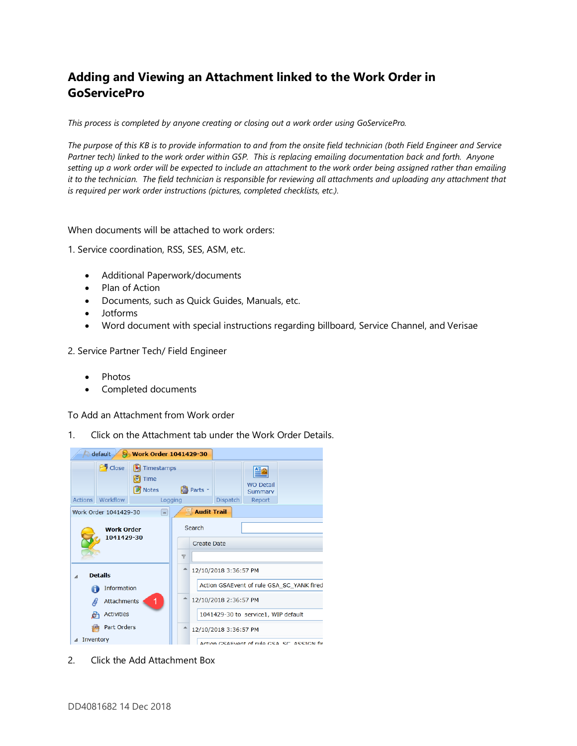# Adding and Viewing an Attachment linked to the Work Order in GoServicePro

*This process is completed by anyone creating or closing out a work order using GoServicePro.*

*The purpose of this KB is to provide information to and from the onsite field technician (both Field Engineer and Service Partner tech) linked to the work order within GSP. This is replacing emailing documentation back and forth. Anyone setting up a work order will be expected to include an attachment to the work order being assigned rather than emailing it to the technician. The field technician is responsible for reviewing all attachments and uploading any attachment that is required per work order instructions (pictures, completed checklists, etc.).*

When documents will be attached to work orders:

1. Service coordination, RSS, SES, ASM, etc.

- Additional Paperwork/documents
- Plan of Action
- Documents, such as Quick Guides, Manuals, etc.
- Jotforms
- Word document with special instructions regarding billboard, Service Channel, and Verisae

2. Service Partner Tech/ Field Engineer

- Photos
- Completed documents

To Add an Attachment from Work order

1. Click on the Attachment tab under the Work Order Details.

2. Click the Add Attachment Box

DD4081682 14 Dec 2018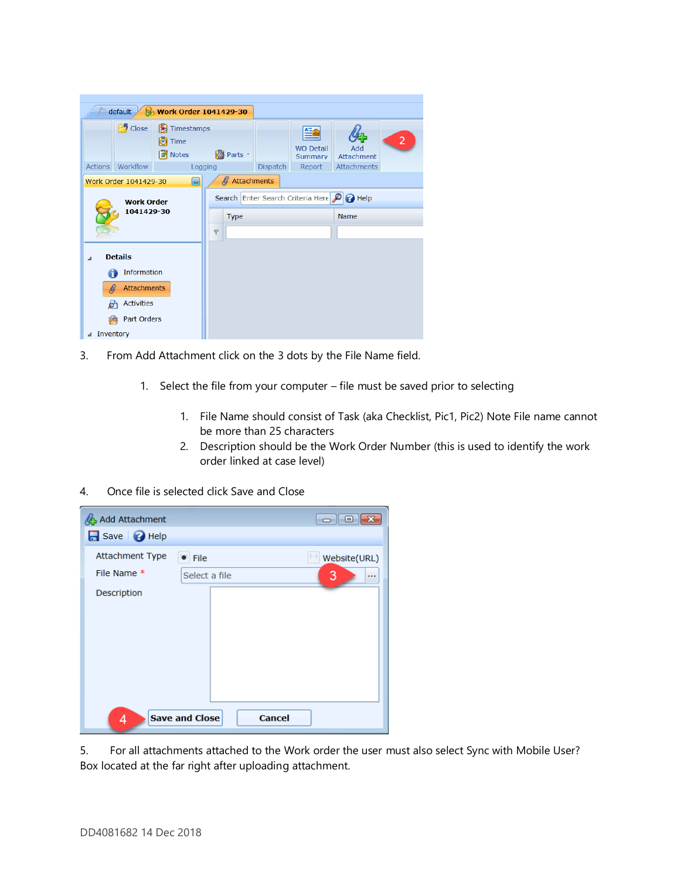3. From Add Attachment click on the 3 dots by the File Name field.

    1. Select the file from your computer – file must be saved prior to selecting

        1. File Name should consist of Task (aka Checklist, Pic1, Pic2) Note File name cannot be more than 25 characters
        2. Description should be the Work Order Number (this is used to identify the work order linked at case level)

4. Once file is selected click Save and Close

5. For all attachments attached to the Work order the user must also select Sync with Mobile User? Box located at the far right after uploading attachment.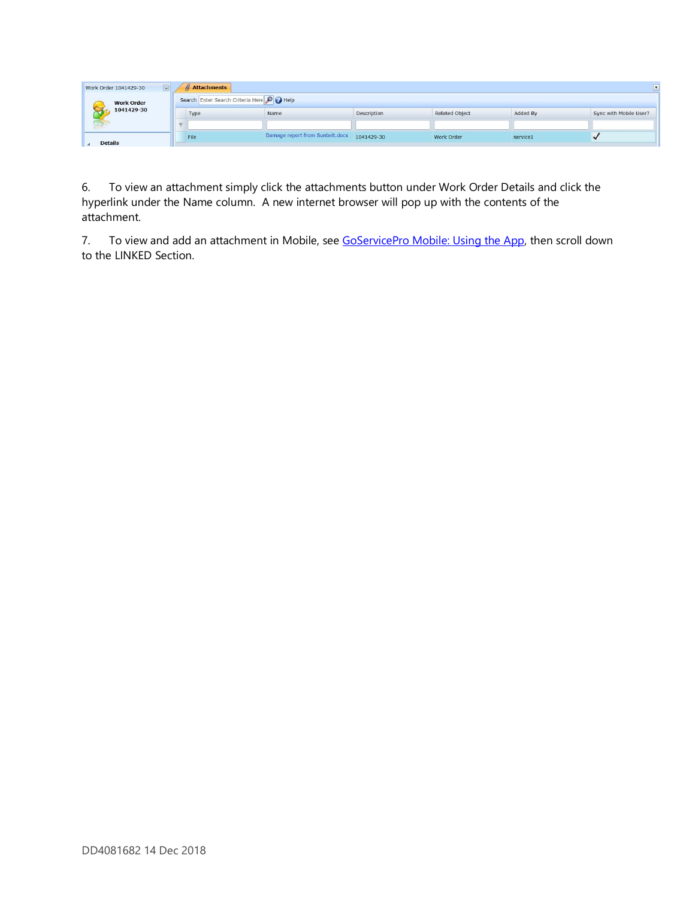Work Order 1041429-30

**Work Order**
**1041429-30**

Details

Attachments

Search Enter Search Criteria Here Help

| Type | Name | Description | Related Object | Added By | Sync with Mobile User? |
|---|---|---|---|---|---|
| File | Damage report from Sunbelt.docx | 1041429-30 | Work Order | service1 | ✓ |

6. To view an attachment simply click the attachments button under Work Order Details and click the hyperlink under the Name column. A new internet browser will pop up with the contents of the attachment.

7. To view and add an attachment in Mobile, see [GoServicePro Mobile: Using the App](), then scroll down to the LINKED Section.